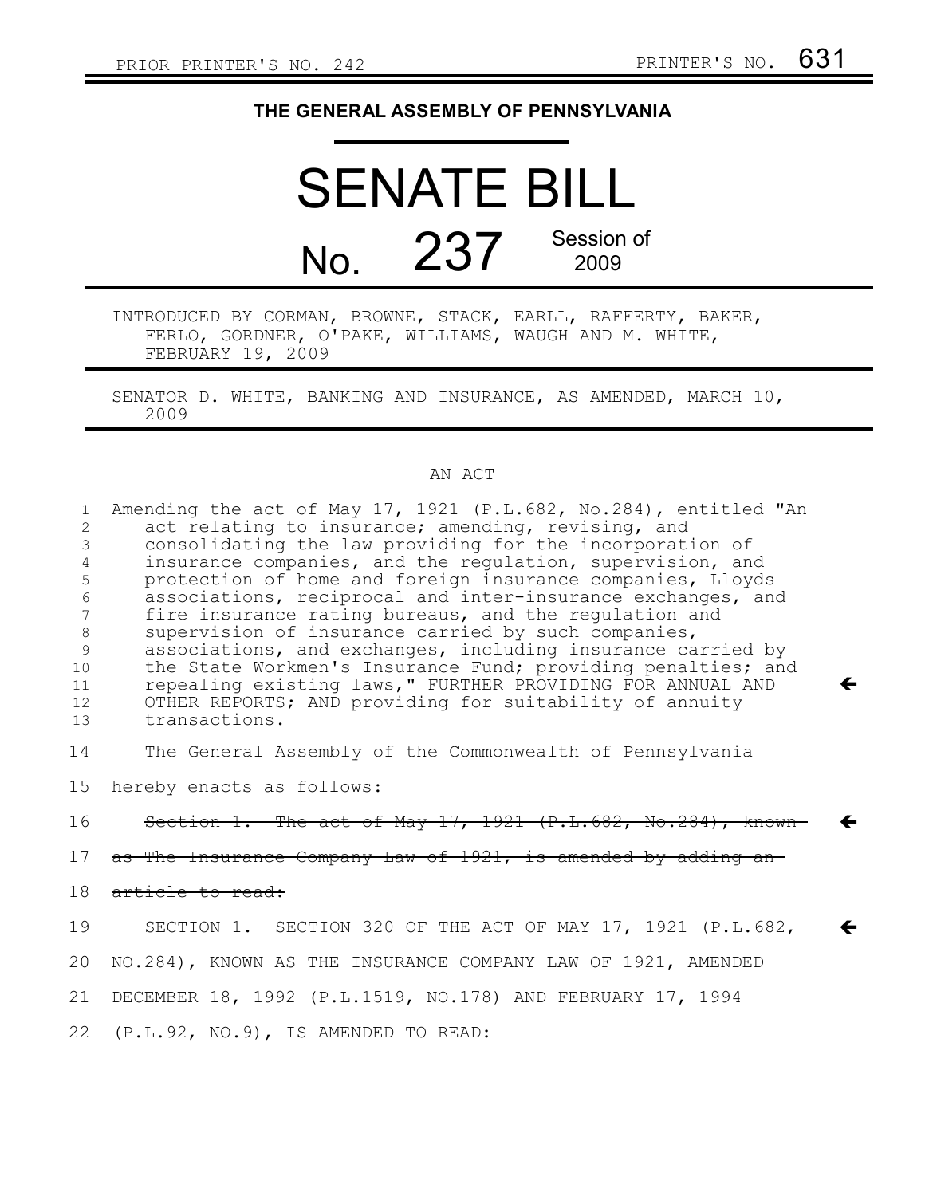PRIOR PRINTER'S NO. 242 PRINTER'S NO. 631

# THE GENERAL ASSEMBLY OF PENNSYLVANIA

# SENATE BILL

## No. 237 Session of 2009

INTRODUCED BY CORMAN, BROWNE, STACK, EARLL, RAFFERTY, BAKER, FERLO, GORDNER, O'PAKE, WILLIAMS, WAUGH AND M. WHITE, FEBRUARY 19, 2009

SENATOR D. WHITE, BANKING AND INSURANCE, AS AMENDED, MARCH 10, 2009

## AN ACT

Amending the act of May 17, 1921 (P.L.682, No.284), entitled "An act relating to insurance; amending, revising, and consolidating the law providing for the incorporation of insurance companies, and the regulation, supervision, and protection of home and foreign insurance companies, Lloyds associations, reciprocal and inter-insurance exchanges, and fire insurance rating bureaus, and the regulation and supervision of insurance carried by such companies, associations, and exchanges, including insurance carried by the State Workmen's Insurance Fund; providing penalties; and repealing existing laws," FURTHER PROVIDING FOR ANNUAL AND OTHER REPORTS; AND providing for suitability of annuity transactions.

The General Assembly of the Commonwealth of Pennsylvania hereby enacts as follows:

~~Section 1. The act of May 17, 1921 (P.L.682, No.284), known as The Insurance Company Law of 1921, is amended by adding an article to read:~~

SECTION 1. SECTION 320 OF THE ACT OF MAY 17, 1921 (P.L.682, NO.284), KNOWN AS THE INSURANCE COMPANY LAW OF 1921, AMENDED DECEMBER 18, 1992 (P.L.1519, NO.178) AND FEBRUARY 17, 1994 (P.L.92, NO.9), IS AMENDED TO READ: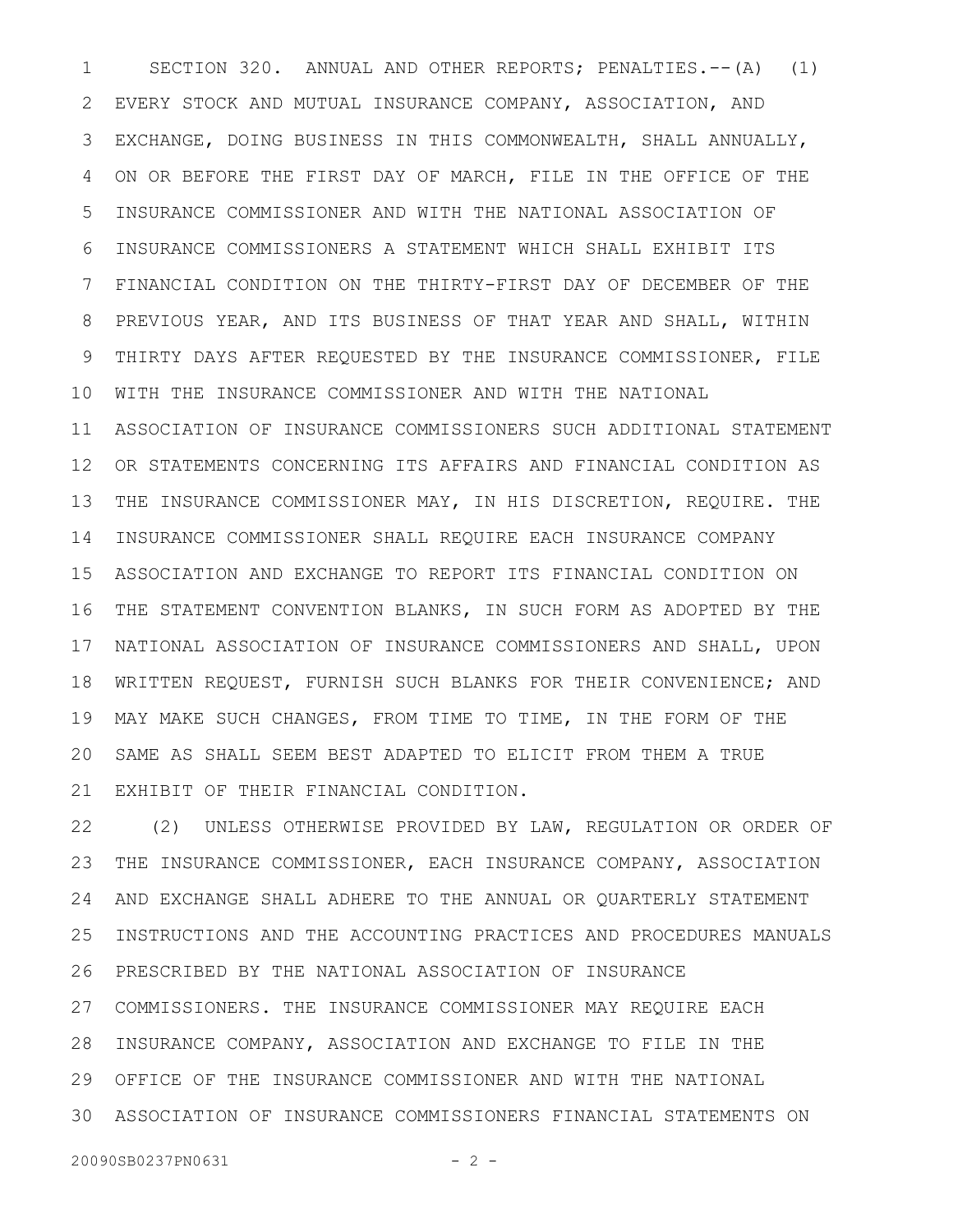SECTION 320. ANNUAL AND OTHER REPORTS; PENALTIES.--(A) (1) EVERY STOCK AND MUTUAL INSURANCE COMPANY, ASSOCIATION, AND EXCHANGE, DOING BUSINESS IN THIS COMMONWEALTH, SHALL ANNUALLY, ON OR BEFORE THE FIRST DAY OF MARCH, FILE IN THE OFFICE OF THE INSURANCE COMMISSIONER AND WITH THE NATIONAL ASSOCIATION OF INSURANCE COMMISSIONERS A STATEMENT WHICH SHALL EXHIBIT ITS FINANCIAL CONDITION ON THE THIRTY-FIRST DAY OF DECEMBER OF THE PREVIOUS YEAR, AND ITS BUSINESS OF THAT YEAR AND SHALL, WITHIN THIRTY DAYS AFTER REQUESTED BY THE INSURANCE COMMISSIONER, FILE WITH THE INSURANCE COMMISSIONER AND WITH THE NATIONAL ASSOCIATION OF INSURANCE COMMISSIONERS SUCH ADDITIONAL STATEMENT OR STATEMENTS CONCERNING ITS AFFAIRS AND FINANCIAL CONDITION AS THE INSURANCE COMMISSIONER MAY, IN HIS DISCRETION, REQUIRE. THE INSURANCE COMMISSIONER SHALL REQUIRE EACH INSURANCE COMPANY ASSOCIATION AND EXCHANGE TO REPORT ITS FINANCIAL CONDITION ON THE STATEMENT CONVENTION BLANKS, IN SUCH FORM AS ADOPTED BY THE NATIONAL ASSOCIATION OF INSURANCE COMMISSIONERS AND SHALL, UPON WRITTEN REQUEST, FURNISH SUCH BLANKS FOR THEIR CONVENIENCE; AND MAY MAKE SUCH CHANGES, FROM TIME TO TIME, IN THE FORM OF THE SAME AS SHALL SEEM BEST ADAPTED TO ELICIT FROM THEM A TRUE EXHIBIT OF THEIR FINANCIAL CONDITION.

(2) UNLESS OTHERWISE PROVIDED BY LAW, REGULATION OR ORDER OF THE INSURANCE COMMISSIONER, EACH INSURANCE COMPANY, ASSOCIATION AND EXCHANGE SHALL ADHERE TO THE ANNUAL OR QUARTERLY STATEMENT INSTRUCTIONS AND THE ACCOUNTING PRACTICES AND PROCEDURES MANUALS PRESCRIBED BY THE NATIONAL ASSOCIATION OF INSURANCE COMMISSIONERS. THE INSURANCE COMMISSIONER MAY REQUIRE EACH INSURANCE COMPANY, ASSOCIATION AND EXCHANGE TO FILE IN THE OFFICE OF THE INSURANCE COMMISSIONER AND WITH THE NATIONAL ASSOCIATION OF INSURANCE COMMISSIONERS FINANCIAL STATEMENTS ON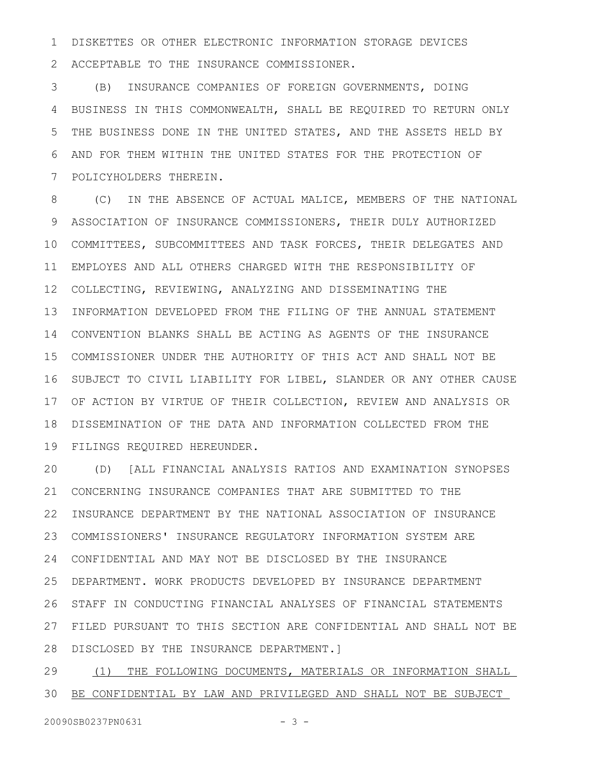DISKETTES OR OTHER ELECTRONIC INFORMATION STORAGE DEVICES ACCEPTABLE TO THE INSURANCE COMMISSIONER.

(B) INSURANCE COMPANIES OF FOREIGN GOVERNMENTS, DOING BUSINESS IN THIS COMMONWEALTH, SHALL BE REQUIRED TO RETURN ONLY THE BUSINESS DONE IN THE UNITED STATES, AND THE ASSETS HELD BY AND FOR THEM WITHIN THE UNITED STATES FOR THE PROTECTION OF POLICYHOLDERS THEREIN.

(C) IN THE ABSENCE OF ACTUAL MALICE, MEMBERS OF THE NATIONAL ASSOCIATION OF INSURANCE COMMISSIONERS, THEIR DULY AUTHORIZED COMMITTEES, SUBCOMMITTEES AND TASK FORCES, THEIR DELEGATES AND EMPLOYES AND ALL OTHERS CHARGED WITH THE RESPONSIBILITY OF COLLECTING, REVIEWING, ANALYZING AND DISSEMINATING THE INFORMATION DEVELOPED FROM THE FILING OF THE ANNUAL STATEMENT CONVENTION BLANKS SHALL BE ACTING AS AGENTS OF THE INSURANCE COMMISSIONER UNDER THE AUTHORITY OF THIS ACT AND SHALL NOT BE SUBJECT TO CIVIL LIABILITY FOR LIBEL, SLANDER OR ANY OTHER CAUSE OF ACTION BY VIRTUE OF THEIR COLLECTION, REVIEW AND ANALYSIS OR DISSEMINATION OF THE DATA AND INFORMATION COLLECTED FROM THE FILINGS REQUIRED HEREUNDER.

(D) [ALL FINANCIAL ANALYSIS RATIOS AND EXAMINATION SYNOPSES CONCERNING INSURANCE COMPANIES THAT ARE SUBMITTED TO THE INSURANCE DEPARTMENT BY THE NATIONAL ASSOCIATION OF INSURANCE COMMISSIONERS' INSURANCE REGULATORY INFORMATION SYSTEM ARE CONFIDENTIAL AND MAY NOT BE DISCLOSED BY THE INSURANCE DEPARTMENT. WORK PRODUCTS DEVELOPED BY INSURANCE DEPARTMENT STAFF IN CONDUCTING FINANCIAL ANALYSES OF FINANCIAL STATEMENTS FILED PURSUANT TO THIS SECTION ARE CONFIDENTIAL AND SHALL NOT BE DISCLOSED BY THE INSURANCE DEPARTMENT.]

<u>(1) THE FOLLOWING DOCUMENTS, MATERIALS OR INFORMATION SHALL BE CONFIDENTIAL BY LAW AND PRIVILEGED AND SHALL NOT BE SUBJECT</u>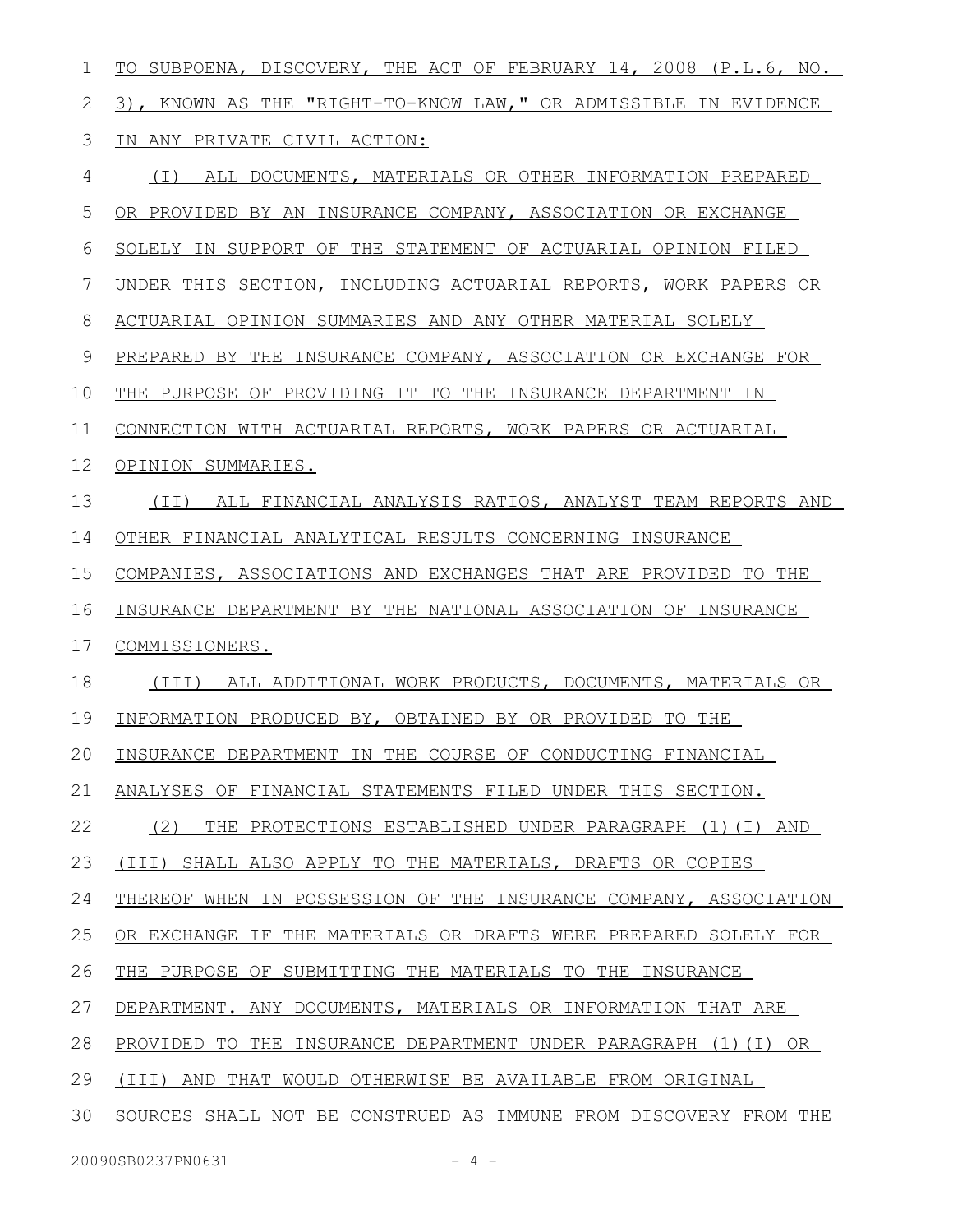TO SUBPOENA, DISCOVERY, THE ACT OF FEBRUARY 14, 2008 (P.L.6, NO. 3), KNOWN AS THE "RIGHT-TO-KNOW LAW," OR ADMISSIBLE IN EVIDENCE IN ANY PRIVATE CIVIL ACTION:

(I) ALL DOCUMENTS, MATERIALS OR OTHER INFORMATION PREPARED OR PROVIDED BY AN INSURANCE COMPANY, ASSOCIATION OR EXCHANGE SOLELY IN SUPPORT OF THE STATEMENT OF ACTUARIAL OPINION FILED UNDER THIS SECTION, INCLUDING ACTUARIAL REPORTS, WORK PAPERS OR ACTUARIAL OPINION SUMMARIES AND ANY OTHER MATERIAL SOLELY PREPARED BY THE INSURANCE COMPANY, ASSOCIATION OR EXCHANGE FOR THE PURPOSE OF PROVIDING IT TO THE INSURANCE DEPARTMENT IN CONNECTION WITH ACTUARIAL REPORTS, WORK PAPERS OR ACTUARIAL OPINION SUMMARIES.

(II) ALL FINANCIAL ANALYSIS RATIOS, ANALYST TEAM REPORTS AND OTHER FINANCIAL ANALYTICAL RESULTS CONCERNING INSURANCE COMPANIES, ASSOCIATIONS AND EXCHANGES THAT ARE PROVIDED TO THE INSURANCE DEPARTMENT BY THE NATIONAL ASSOCIATION OF INSURANCE COMMISSIONERS.

(III) ALL ADDITIONAL WORK PRODUCTS, DOCUMENTS, MATERIALS OR INFORMATION PRODUCED BY, OBTAINED BY OR PROVIDED TO THE INSURANCE DEPARTMENT IN THE COURSE OF CONDUCTING FINANCIAL ANALYSES OF FINANCIAL STATEMENTS FILED UNDER THIS SECTION.

(2) THE PROTECTIONS ESTABLISHED UNDER PARAGRAPH (1)(I) AND (III) SHALL ALSO APPLY TO THE MATERIALS, DRAFTS OR COPIES THEREOF WHEN IN POSSESSION OF THE INSURANCE COMPANY, ASSOCIATION OR EXCHANGE IF THE MATERIALS OR DRAFTS WERE PREPARED SOLELY FOR THE PURPOSE OF SUBMITTING THE MATERIALS TO THE INSURANCE DEPARTMENT. ANY DOCUMENTS, MATERIALS OR INFORMATION THAT ARE PROVIDED TO THE INSURANCE DEPARTMENT UNDER PARAGRAPH (1)(I) OR (III) AND THAT WOULD OTHERWISE BE AVAILABLE FROM ORIGINAL SOURCES SHALL NOT BE CONSTRUED AS IMMUNE FROM DISCOVERY FROM THE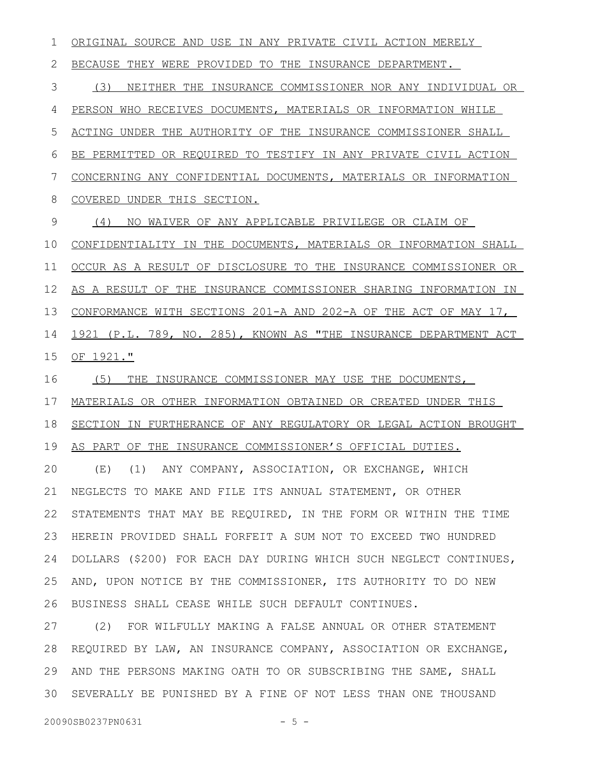ORIGINAL SOURCE AND USE IN ANY PRIVATE CIVIL ACTION MERELY BECAUSE THEY WERE PROVIDED TO THE INSURANCE DEPARTMENT.

(3) NEITHER THE INSURANCE COMMISSIONER NOR ANY INDIVIDUAL OR PERSON WHO RECEIVES DOCUMENTS, MATERIALS OR INFORMATION WHILE ACTING UNDER THE AUTHORITY OF THE INSURANCE COMMISSIONER SHALL BE PERMITTED OR REQUIRED TO TESTIFY IN ANY PRIVATE CIVIL ACTION CONCERNING ANY CONFIDENTIAL DOCUMENTS, MATERIALS OR INFORMATION COVERED UNDER THIS SECTION.

(4) NO WAIVER OF ANY APPLICABLE PRIVILEGE OR CLAIM OF CONFIDENTIALITY IN THE DOCUMENTS, MATERIALS OR INFORMATION SHALL OCCUR AS A RESULT OF DISCLOSURE TO THE INSURANCE COMMISSIONER OR AS A RESULT OF THE INSURANCE COMMISSIONER SHARING INFORMATION IN CONFORMANCE WITH SECTIONS 201-A AND 202-A OF THE ACT OF MAY 17, 1921 (P.L. 789, NO. 285), KNOWN AS "THE INSURANCE DEPARTMENT ACT OF 1921."

(5) THE INSURANCE COMMISSIONER MAY USE THE DOCUMENTS, MATERIALS OR OTHER INFORMATION OBTAINED OR CREATED UNDER THIS SECTION IN FURTHERANCE OF ANY REGULATORY OR LEGAL ACTION BROUGHT AS PART OF THE INSURANCE COMMISSIONER'S OFFICIAL DUTIES.

(E) (1) ANY COMPANY, ASSOCIATION, OR EXCHANGE, WHICH NEGLECTS TO MAKE AND FILE ITS ANNUAL STATEMENT, OR OTHER STATEMENTS THAT MAY BE REQUIRED, IN THE FORM OR WITHIN THE TIME HEREIN PROVIDED SHALL FORFEIT A SUM NOT TO EXCEED TWO HUNDRED DOLLARS ($200) FOR EACH DAY DURING WHICH SUCH NEGLECT CONTINUES, AND, UPON NOTICE BY THE COMMISSIONER, ITS AUTHORITY TO DO NEW BUSINESS SHALL CEASE WHILE SUCH DEFAULT CONTINUES.

(2) FOR WILFULLY MAKING A FALSE ANNUAL OR OTHER STATEMENT REQUIRED BY LAW, AN INSURANCE COMPANY, ASSOCIATION OR EXCHANGE, AND THE PERSONS MAKING OATH TO OR SUBSCRIBING THE SAME, SHALL SEVERALLY BE PUNISHED BY A FINE OF NOT LESS THAN ONE THOUSAND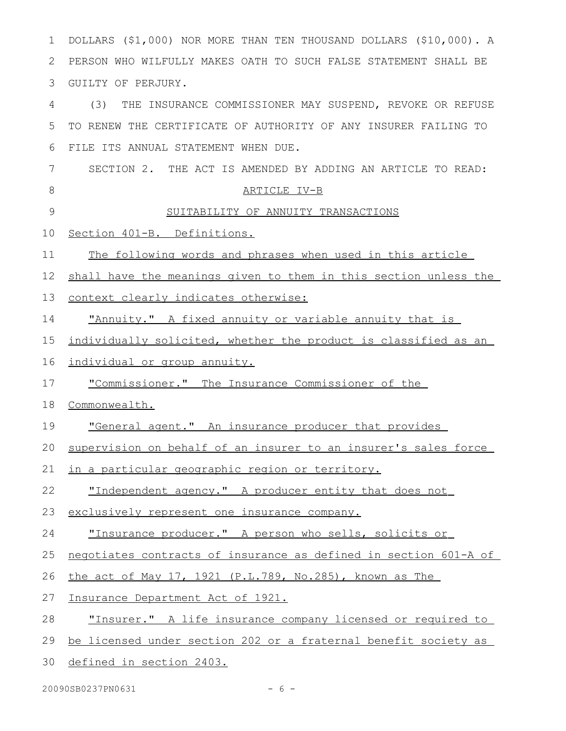DOLLARS ($1,000) NOR MORE THAN TEN THOUSAND DOLLARS ($10,000). A PERSON WHO WILFULLY MAKES OATH TO SUCH FALSE STATEMENT SHALL BE GUILTY OF PERJURY.

(3) THE INSURANCE COMMISSIONER MAY SUSPEND, REVOKE OR REFUSE TO RENEW THE CERTIFICATE OF AUTHORITY OF ANY INSURER FAILING TO FILE ITS ANNUAL STATEMENT WHEN DUE.

SECTION 2. THE ACT IS AMENDED BY ADDING AN ARTICLE TO READ:

ARTICLE IV-B

SUITABILITY OF ANNUITY TRANSACTIONS

Section 401-B. Definitions.

The following words and phrases when used in this article shall have the meanings given to them in this section unless the context clearly indicates otherwise:

"Annuity." A fixed annuity or variable annuity that is individually solicited, whether the product is classified as an individual or group annuity.

"Commissioner." The Insurance Commissioner of the Commonwealth.

"General agent." An insurance producer that provides supervision on behalf of an insurer to an insurer's sales force in a particular geographic region or territory.

"Independent agency." A producer entity that does not exclusively represent one insurance company.

"Insurance producer." A person who sells, solicits or negotiates contracts of insurance as defined in section 601-A of the act of May 17, 1921 (P.L.789, No.285), known as The Insurance Department Act of 1921.

"Insurer." A life insurance company licensed or required to be licensed under section 202 or a fraternal benefit society as defined in section 2403.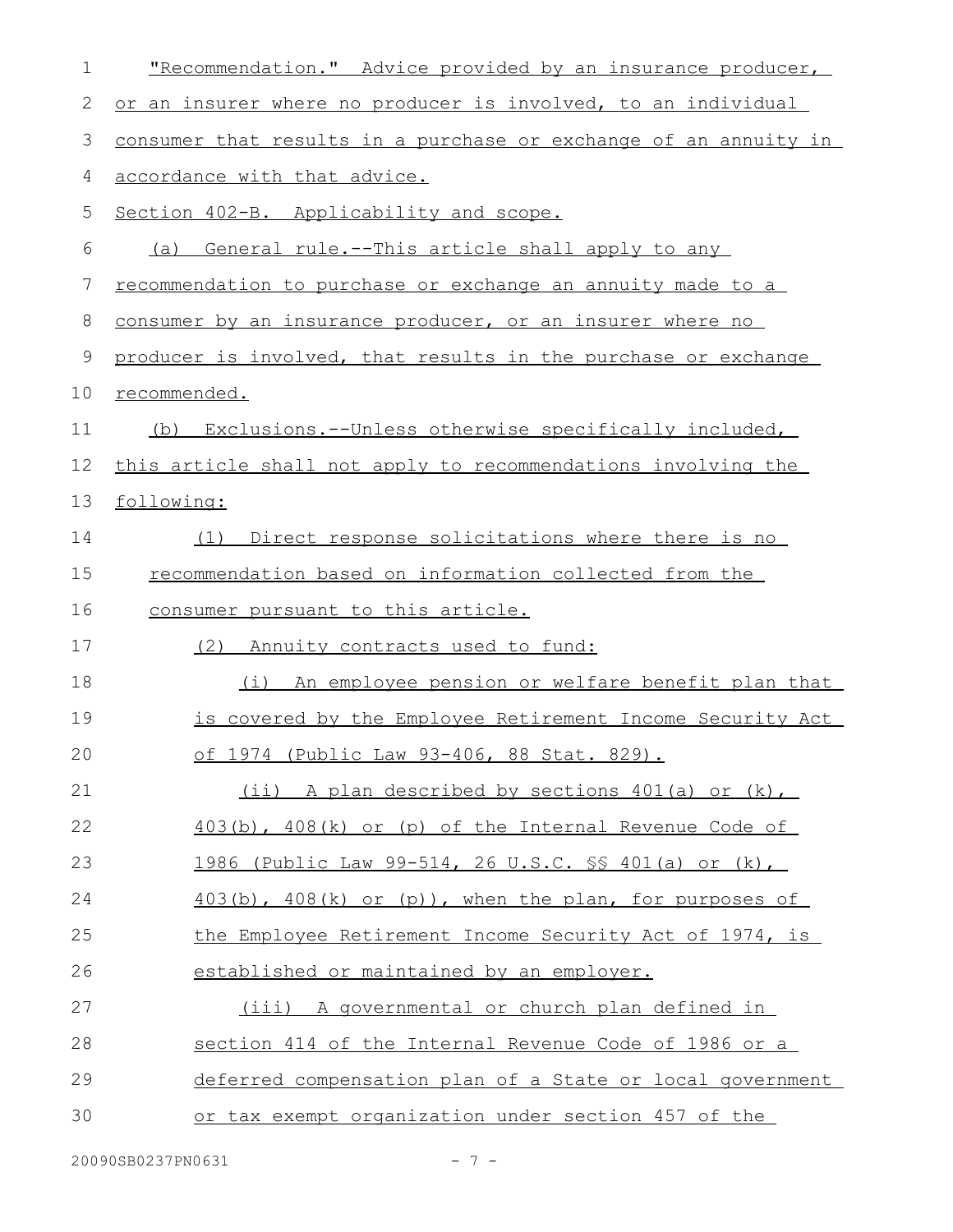"Recommendation." Advice provided by an insurance producer, or an insurer where no producer is involved, to an individual consumer that results in a purchase or exchange of an annuity in accordance with that advice.

Section 402-B. Applicability and scope.

(a) General rule.--This article shall apply to any recommendation to purchase or exchange an annuity made to a consumer by an insurance producer, or an insurer where no producer is involved, that results in the purchase or exchange recommended.

(b) Exclusions.--Unless otherwise specifically included, this article shall not apply to recommendations involving the following:

(1) Direct response solicitations where there is no recommendation based on information collected from the consumer pursuant to this article.

(2) Annuity contracts used to fund:

(i) An employee pension or welfare benefit plan that is covered by the Employee Retirement Income Security Act of 1974 (Public Law 93-406, 88 Stat. 829).

(ii) A plan described by sections 401(a) or (k), 403(b), 408(k) or (p) of the Internal Revenue Code of 1986 (Public Law 99-514, 26 U.S.C. §§ 401(a) or (k), 403(b), 408(k) or (p)), when the plan, for purposes of the Employee Retirement Income Security Act of 1974, is established or maintained by an employer.

(iii) A governmental or church plan defined in section 414 of the Internal Revenue Code of 1986 or a deferred compensation plan of a State or local government or tax exempt organization under section 457 of the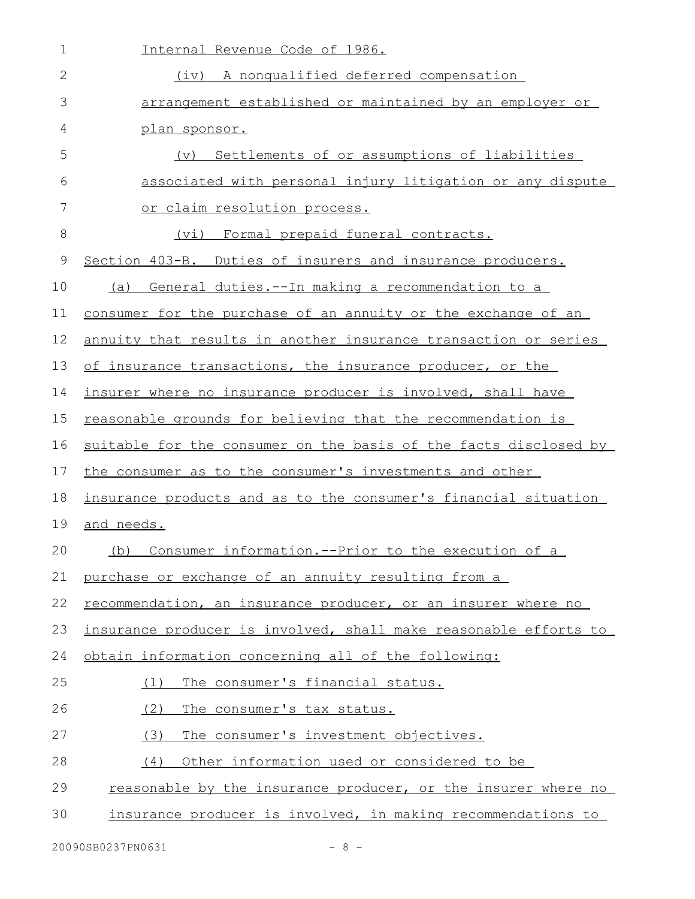Internal Revenue Code of 1986.

(iv) A nonqualified deferred compensation arrangement established or maintained by an employer or plan sponsor.

(v) Settlements of or assumptions of liabilities associated with personal injury litigation or any dispute or claim resolution process.

(vi) Formal prepaid funeral contracts.

Section 403-B. Duties of insurers and insurance producers.

(a) General duties.--In making a recommendation to a consumer for the purchase of an annuity or the exchange of an annuity that results in another insurance transaction or series of insurance transactions, the insurance producer, or the insurer where no insurance producer is involved, shall have reasonable grounds for believing that the recommendation is suitable for the consumer on the basis of the facts disclosed by the consumer as to the consumer's investments and other insurance products and as to the consumer's financial situation and needs.

(b) Consumer information.--Prior to the execution of a purchase or exchange of an annuity resulting from a recommendation, an insurance producer, or an insurer where no insurance producer is involved, shall make reasonable efforts to obtain information concerning all of the following:

(1) The consumer's financial status.

(2) The consumer's tax status.

(3) The consumer's investment objectives.

(4) Other information used or considered to be reasonable by the insurance producer, or the insurer where no insurance producer is involved, in making recommendations to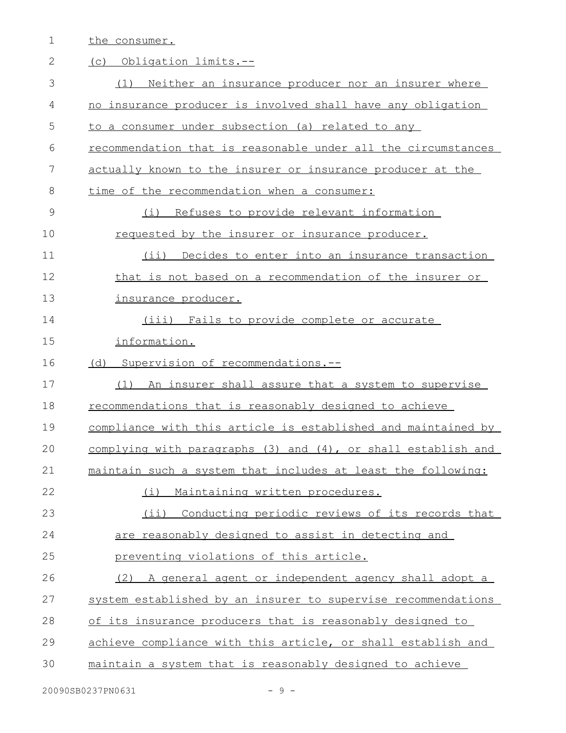the consumer.

(c) Obligation limits.--

(1) Neither an insurance producer nor an insurer where no insurance producer is involved shall have any obligation to a consumer under subsection (a) related to any recommendation that is reasonable under all the circumstances actually known to the insurer or insurance producer at the time of the recommendation when a consumer:

(i) Refuses to provide relevant information requested by the insurer or insurance producer.

(ii) Decides to enter into an insurance transaction that is not based on a recommendation of the insurer or insurance producer.

(iii) Fails to provide complete or accurate information.

(d) Supervision of recommendations.--

(1) An insurer shall assure that a system to supervise recommendations that is reasonably designed to achieve compliance with this article is established and maintained by complying with paragraphs (3) and (4), or shall establish and maintain such a system that includes at least the following:

(i) Maintaining written procedures.

(ii) Conducting periodic reviews of its records that are reasonably designed to assist in detecting and preventing violations of this article.

(2) A general agent or independent agency shall adopt a system established by an insurer to supervise recommendations of its insurance producers that is reasonably designed to achieve compliance with this article, or shall establish and maintain a system that is reasonably designed to achieve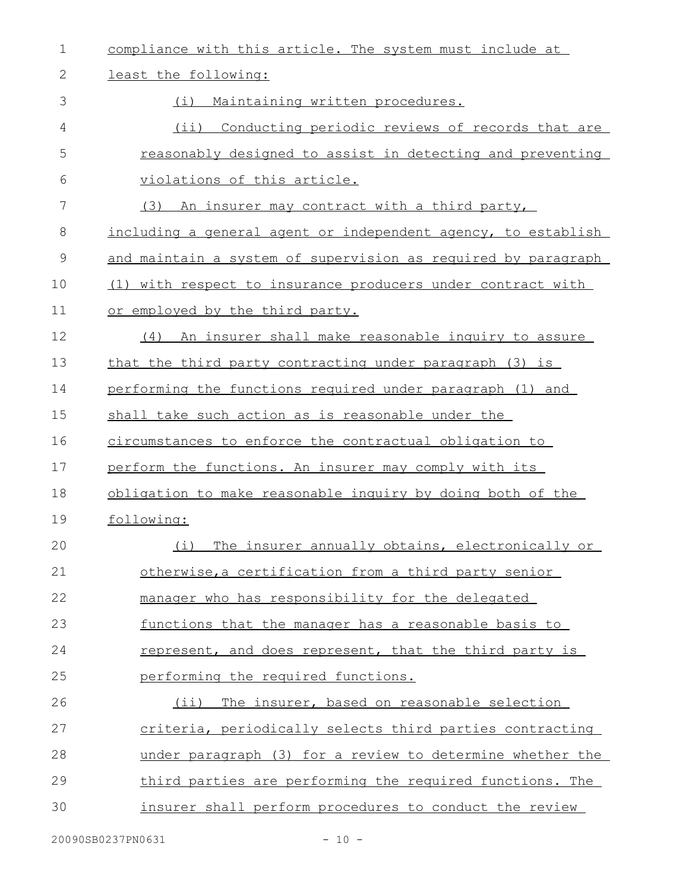compliance with this article. The system must include at least the following:

(i) Maintaining written procedures.

(ii) Conducting periodic reviews of records that are reasonably designed to assist in detecting and preventing violations of this article.

(3) An insurer may contract with a third party, including a general agent or independent agency, to establish and maintain a system of supervision as required by paragraph (1) with respect to insurance producers under contract with or employed by the third party.

(4) An insurer shall make reasonable inquiry to assure that the third party contracting under paragraph (3) is performing the functions required under paragraph (1) and shall take such action as is reasonable under the circumstances to enforce the contractual obligation to perform the functions. An insurer may comply with its obligation to make reasonable inquiry by doing both of the following:

(i) The insurer annually obtains, electronically or otherwise,a certification from a third party senior manager who has responsibility for the delegated functions that the manager has a reasonable basis to represent, and does represent, that the third party is performing the required functions.

(ii) The insurer, based on reasonable selection criteria, periodically selects third parties contracting under paragraph (3) for a review to determine whether the third parties are performing the required functions. The insurer shall perform procedures to conduct the review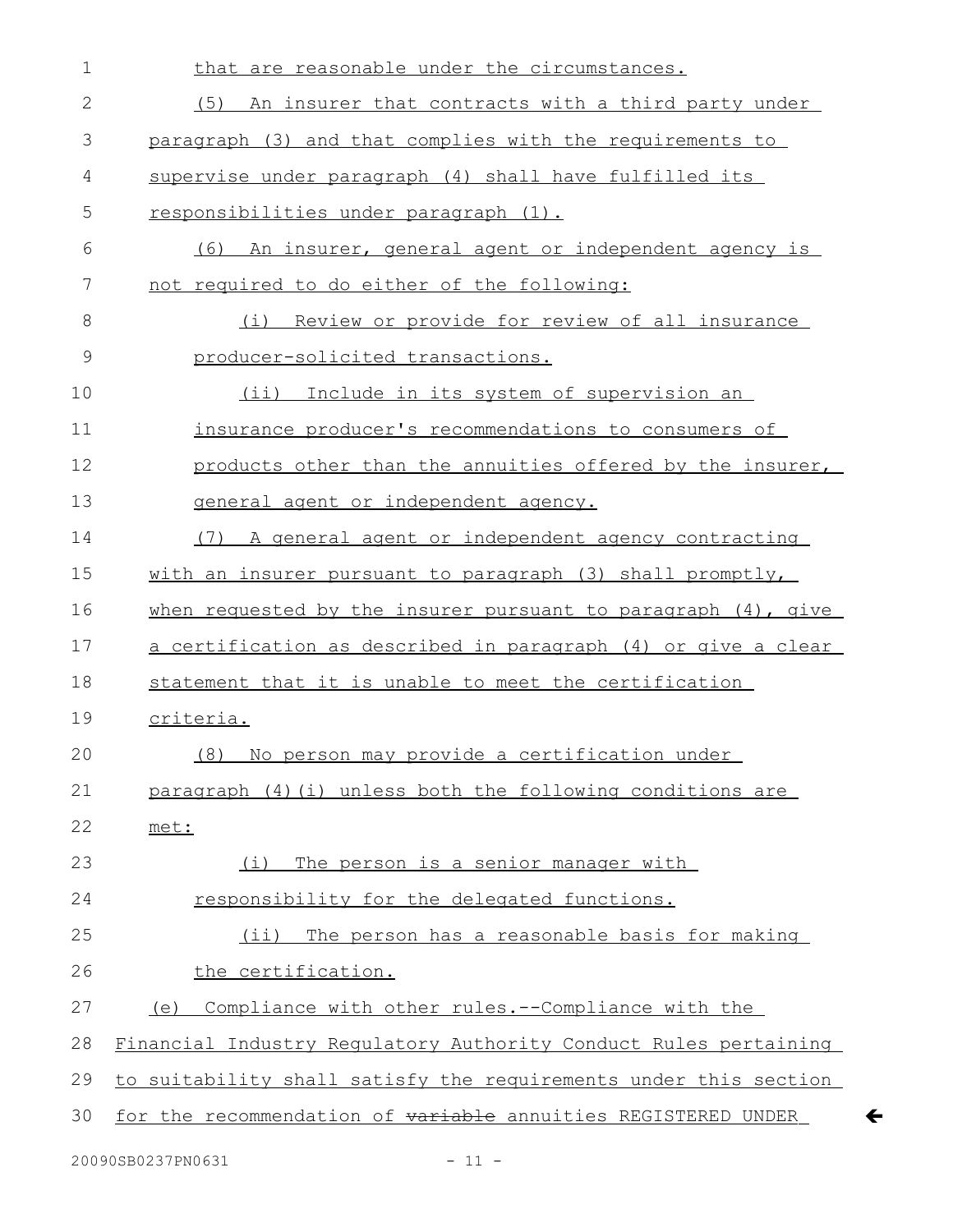that are reasonable under the circumstances.

(5) An insurer that contracts with a third party under paragraph (3) and that complies with the requirements to supervise under paragraph (4) shall have fulfilled its responsibilities under paragraph (1).

(6) An insurer, general agent or independent agency is not required to do either of the following:

(i) Review or provide for review of all insurance producer-solicited transactions.

(ii) Include in its system of supervision an insurance producer's recommendations to consumers of products other than the annuities offered by the insurer, general agent or independent agency.

(7) A general agent or independent agency contracting with an insurer pursuant to paragraph (3) shall promptly, when requested by the insurer pursuant to paragraph (4), give a certification as described in paragraph (4) or give a clear statement that it is unable to meet the certification criteria.

(8) No person may provide a certification under paragraph (4)(i) unless both the following conditions are met:

(i) The person is a senior manager with responsibility for the delegated functions.

(ii) The person has a reasonable basis for making the certification.

(e) Compliance with other rules.--Compliance with the Financial Industry Regulatory Authority Conduct Rules pertaining to suitability shall satisfy the requirements under this section for the recommendation of ~~variable~~ annuities REGISTERED UNDER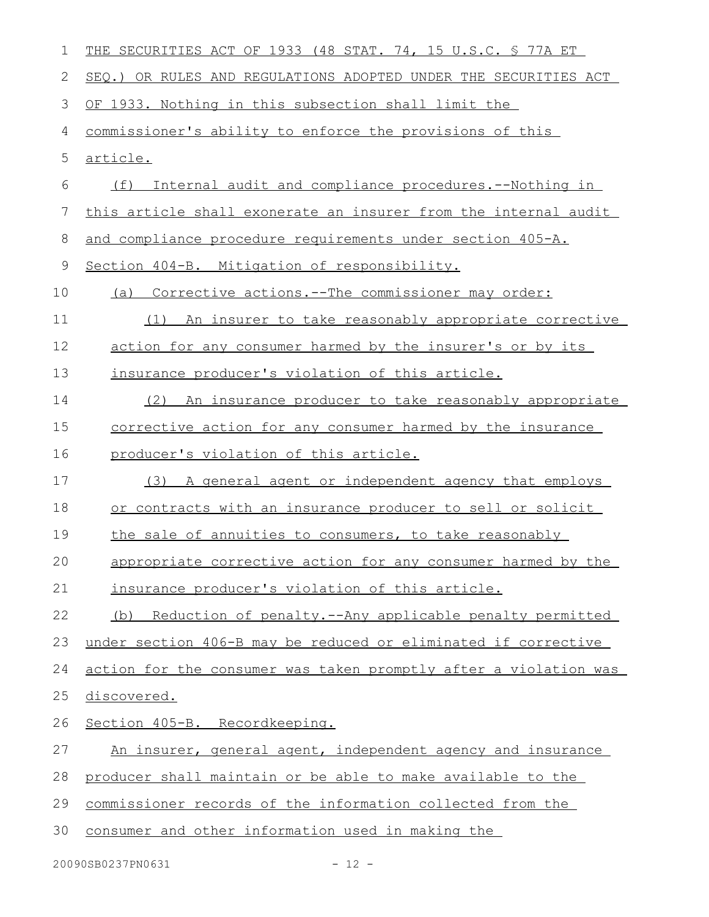THE SECURITIES ACT OF 1933 (48 STAT. 74, 15 U.S.C. § 77A ET SEQ.) OR RULES AND REGULATIONS ADOPTED UNDER THE SECURITIES ACT OF 1933. Nothing in this subsection shall limit the commissioner's ability to enforce the provisions of this article.

(f) Internal audit and compliance procedures.--Nothing in this article shall exonerate an insurer from the internal audit and compliance procedure requirements under section 405-A.

Section 404-B. Mitigation of responsibility.

(a) Corrective actions.--The commissioner may order:

(1) An insurer to take reasonably appropriate corrective action for any consumer harmed by the insurer's or by its insurance producer's violation of this article.

(2) An insurance producer to take reasonably appropriate corrective action for any consumer harmed by the insurance producer's violation of this article.

(3) A general agent or independent agency that employs or contracts with an insurance producer to sell or solicit the sale of annuities to consumers, to take reasonably appropriate corrective action for any consumer harmed by the insurance producer's violation of this article.

(b) Reduction of penalty.--Any applicable penalty permitted under section 406-B may be reduced or eliminated if corrective action for the consumer was taken promptly after a violation was discovered.

Section 405-B. Recordkeeping.

An insurer, general agent, independent agency and insurance producer shall maintain or be able to make available to the commissioner records of the information collected from the consumer and other information used in making the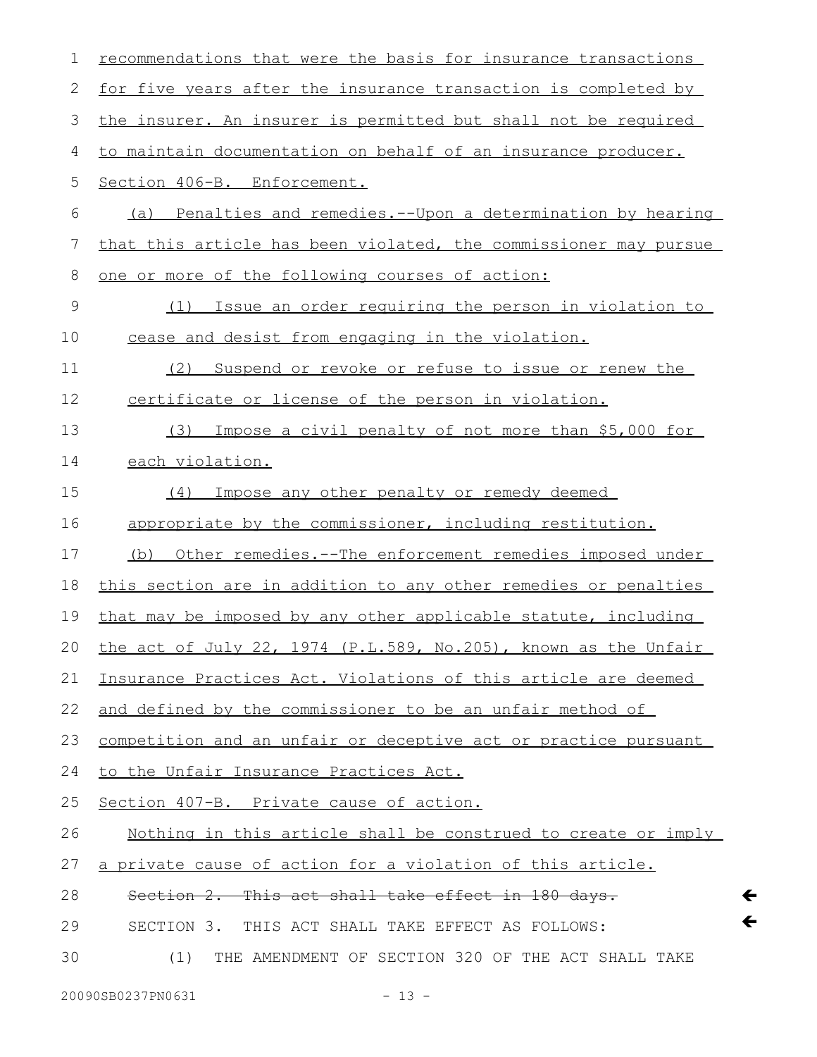recommendations that were the basis for insurance transactions for five years after the insurance transaction is completed by the insurer. An insurer is permitted but shall not be required to maintain documentation on behalf of an insurance producer.

Section 406-B. Enforcement.

(a) Penalties and remedies.--Upon a determination by hearing that this article has been violated, the commissioner may pursue one or more of the following courses of action:

(1) Issue an order requiring the person in violation to cease and desist from engaging in the violation.

(2) Suspend or revoke or refuse to issue or renew the certificate or license of the person in violation.

(3) Impose a civil penalty of not more than $5,000 for each violation.

(4) Impose any other penalty or remedy deemed appropriate by the commissioner, including restitution.

(b) Other remedies.--The enforcement remedies imposed under this section are in addition to any other remedies or penalties that may be imposed by any other applicable statute, including the act of July 22, 1974 (P.L.589, No.205), known as the Unfair Insurance Practices Act. Violations of this article are deemed and defined by the commissioner to be an unfair method of competition and an unfair or deceptive act or practice pursuant to the Unfair Insurance Practices Act.

Section 407-B. Private cause of action.

Nothing in this article shall be construed to create or imply a private cause of action for a violation of this article.

~~Section 2. This act shall take effect in 180 days.~~

SECTION 3. THIS ACT SHALL TAKE EFFECT AS FOLLOWS:

(1) THE AMENDMENT OF SECTION 320 OF THE ACT SHALL TAKE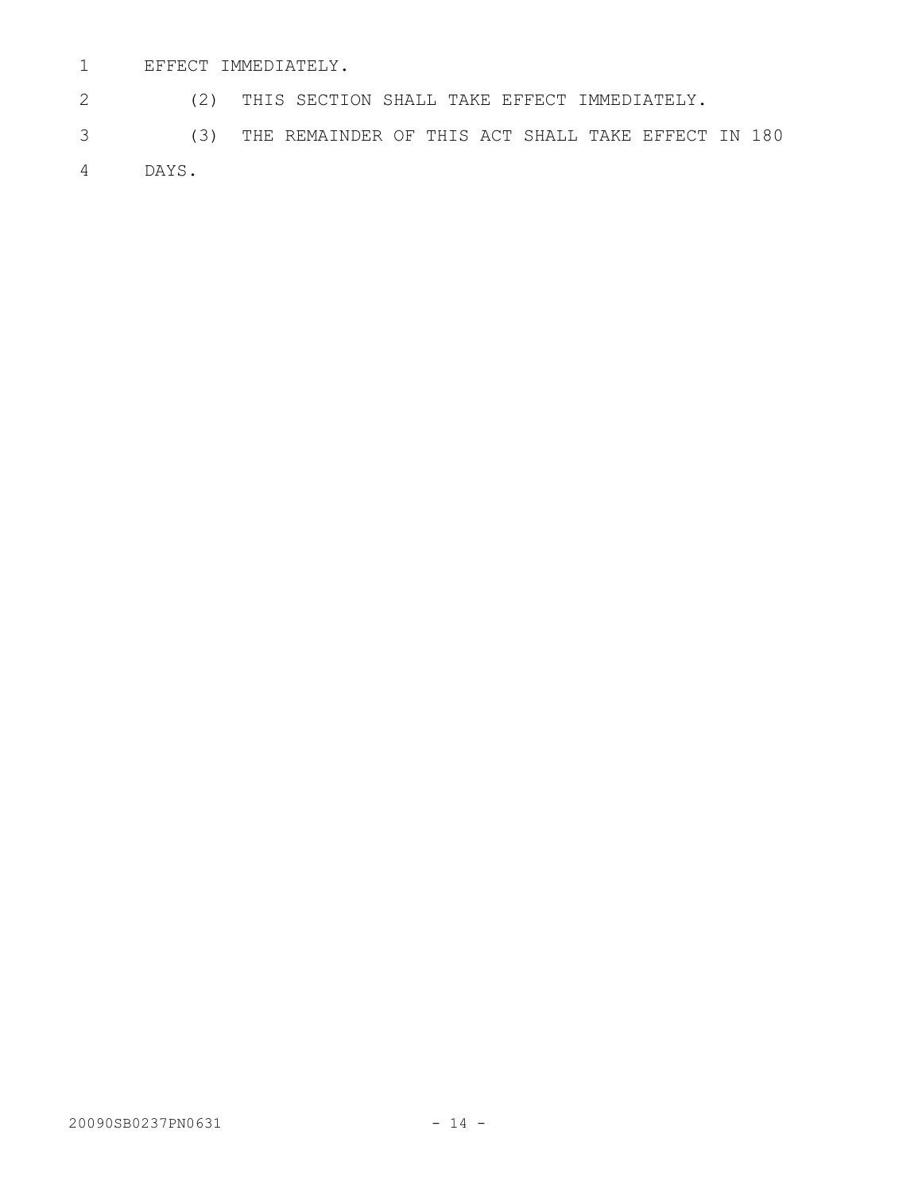EFFECT IMMEDIATELY.

(2) THIS SECTION SHALL TAKE EFFECT IMMEDIATELY.

(3) THE REMAINDER OF THIS ACT SHALL TAKE EFFECT IN 180 DAYS.